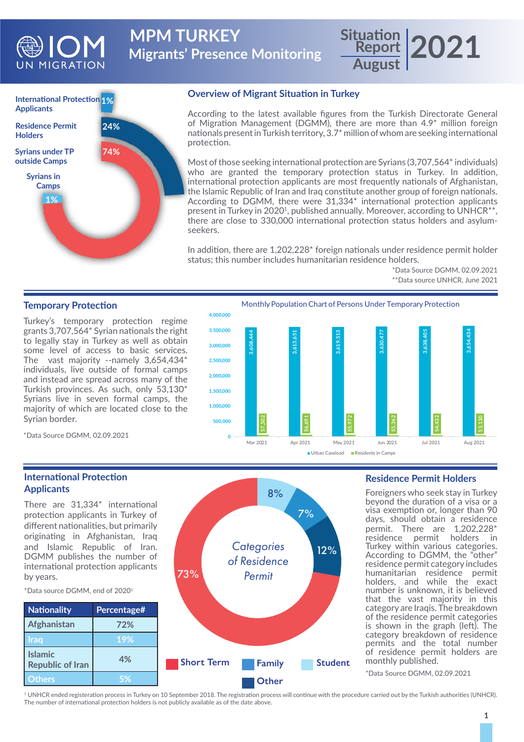# MPM TURKEY
## Migrants' Presence Monitoring

Situation Report August 2021

International Protection Applicants 1%
Residence Permit Holders 24%
Syrians under TP outside Camps 74%
Syrians in Camps 1%

## Overview of Migrant Situation in Turkey

According to the latest available figures from the Turkish Directorate General of Migration Management (DGMM), there are more than 4.9* million foreign nationals present in Turkish territory, 3.7* million of whom are seeking international protection.

Most of those seeking international protection are Syrians (3,707,564* individuals) who are granted the temporary protection status in Turkey. In addition, international protection applicants are most frequently nationals of Afghanistan, the Islamic Republic of Iran and Iraq constitute another group of foreign nationals. According to DGMM, there were 31,334* international protection applicants present in Turkey in 2020[1], published annually. Moreover, according to UNHCR**, there are close to 330,000 international protection status holders and asylum-seekers.

In addition, there are 1,202,228* foreign nationals under residence permit holder status; this number includes humanitarian residence holders.

*Data Source DGMM, 02.09.2021
**Data source UNHCR, June 2021

## Temporary Protection

Turkey's temporary protection regime grants 3,707,564* Syrian nationals the right to legally stay in Turkey as well as obtain some level of access to basic services. The vast majority --namely 3,654,434* individuals, live outside of formal camps and instead are spread across many of the Turkish provinces. As such, only 53,130* Syrians live in seven formal camps, the majority of which are located close to the Syrian border.

*Data Source DGMM, 02.09.2021

Monthly Population Chart of Persons Under Temporary Protection

| Month | Urban Caseload | Residents in Camps |
|---|---|---|
| Mar 2021 | 3,608,444 | 57,502 |
| Apr 2021 | 3,613,651 | 56,691 |
| May 2021 | 3,619,513 | 55,972 |
| Jun 2021 | 3,630,477 | 55,362 |
| Jul 2021 | 3,638,405 | 54,432 |
| Aug 2021 | 3,654,434 | 53,130 |

## International Protection Applicants

There are 31,334* international protection applicants in Turkey of different nationalities, but primarily originating in Afghanistan, Iraq and Islamic Republic of Iran. DGMM publishes the number of international protection applicants by years.

*Data source DGMM, end of 2020[1]

| Nationality | Percentage# |
|---|---|
| Afghanistan | 72% |
| Iraq | 19% |
| Islamic Republic of Iran | 4% |
| Others | 5% |

Categories of Residence Permit

Short Term 73% | Family 7% | Student 8% | Other 12%

## Residence Permit Holders

Foreigners who seek stay in Turkey beyond the duration of a visa or a visa exemption or, longer than 90 days, should obtain a residence permit. There are 1,202,228* residence permit holders in Turkey within various categories. According to DGMM, the "other" residence permit category includes humanitarian residence permit holders, and while the exact number is unknown, it is believed that the vast majority in this category are Iraqis. The breakdown of the residence permit categories is shown in the graph (left). The category breakdown of residence permits and the total number of residence permit holders are monthly published.

*Data Source DGMM, 02.09.2021

[1] UNHCR ended registeration process in Turkey on 10 September 2018. The registration process will continue with the procedure carried out by the Turkish authorities (UNHCR). The number of international protection holders is not publicly available as of the date above.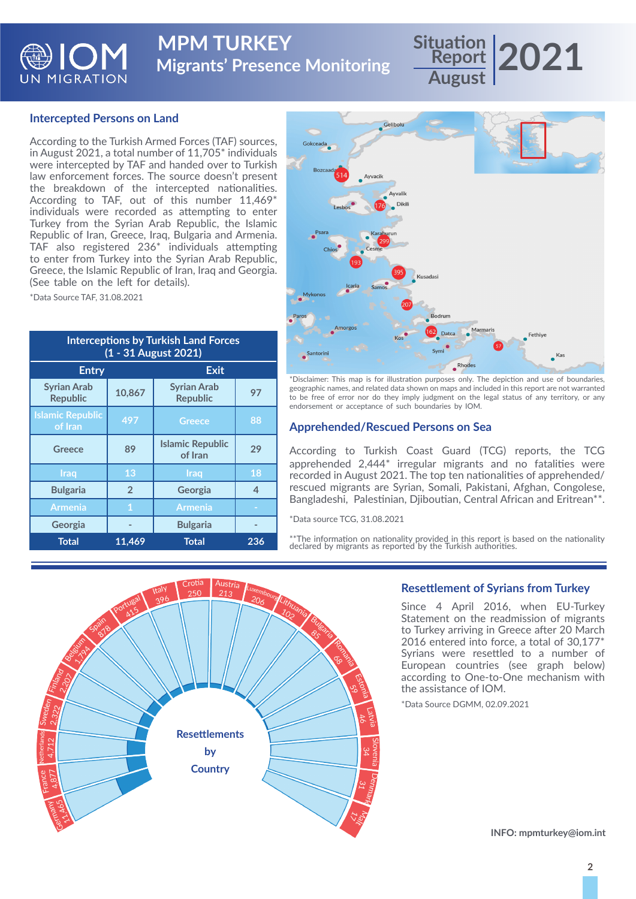# MPM TURKEY
## Migrants' Presence Monitoring

Situation Report August 2021

## Intercepted Persons on Land

According to the Turkish Armed Forces (TAF) sources, in August 2021, a total number of 11,705* individuals were intercepted by TAF and handed over to Turkish law enforcement forces. The source doesn't present the breakdown of the intercepted nationalities. According to TAF, out of this number 11,469* individuals were recorded as attempting to enter Turkey from the Syrian Arab Republic, the Islamic Republic of Iran, Greece, Iraq, Bulgaria and Armenia. TAF also registered 236* individuals attempting to enter from Turkey into the Syrian Arab Republic, Greece, the Islamic Republic of Iran, Iraq and Georgia. (See table on the left for details).

*Data Source TAF, 31.08.2021

**Interceptions by Turkish Land Forces (1 - 31 August 2021)**

| Entry | | Exit | |
|---|---|---|---|
| Syrian Arab Republic | 10,867 | Syrian Arab Republic | 97 |
| Islamic Republic of Iran | 497 | Greece | 88 |
| Greece | 89 | Islamic Republic of Iran | 29 |
| Iraq | 13 | Iraq | 18 |
| Bulgaria | 2 | Georgia | 4 |
| Armenia | 1 | Armenia | - |
| Georgia | - | Bulgaria | - |
| **Total** | **11,469** | **Total** | **236** |

Gelibolu
Gokceada
Bozcaada
514
Ayvacik
Ayvalik
Lesbos
176
Dikili
Psara
Karaburun
299
Chios
Cesme
193
395
Kusadasi
Icarla
Samos
Mykonos
207
Paros
Bodrum
Amorgos
162
Datca
Marmaris
Fethiye
Kos
57
Santorini
Symi
Kas
Rhodes

*Disclaimer: This map is for illustration purposes only. The depiction and use of boundaries, geographic names, and related data shown on maps and included in this report are not warranted to be free of error nor do they imply judgment on the legal status of any territory, or any endorsement or acceptance of such boundaries by IOM.

## Apprehended/Rescued Persons on Sea

According to Turkish Coast Guard (TCG) reports, the TCG apprehended 2,444* irregular migrants and no fatalities were recorded in August 2021. The top ten nationalities of apprehended/rescued migrants are Syrian, Somali, Pakistani, Afghan, Congolese, Bangladeshi, Palestinian, Djiboutian, Central African and Eritrean**.

*Data source TCG, 31.08.2021

**The information on nationality provided in this report is based on the nationality declared by migrants as reported by the Turkish authorities.

Resettlements by Country

Germany 11,465
France 4,877
Netherlands 4,712
Sweden 2,322
Finland 2,207
Belgium 1,794
Spain 878
Portugal 415
Italy 396
Crotia 250
Austria 213
Luxembourg 206
Lithuania 102
Bulgaria 85
Romania 68
Estonia 59
Latvia 46
Slovenia 34
Denmark 31
Malt 17

## Resettlement of Syrians from Turkey

Since 4 April 2016, when EU-Turkey Statement on the readmission of migrants to Turkey arriving in Greece after 20 March 2016 entered into force, a total of 30,177* Syrians were resettled to a number of European countries (see graph below) according to One-to-One mechanism with the assistance of IOM.

*Data Source DGMM, 02.09.2021

**INFO: mpmturkey@iom.int**